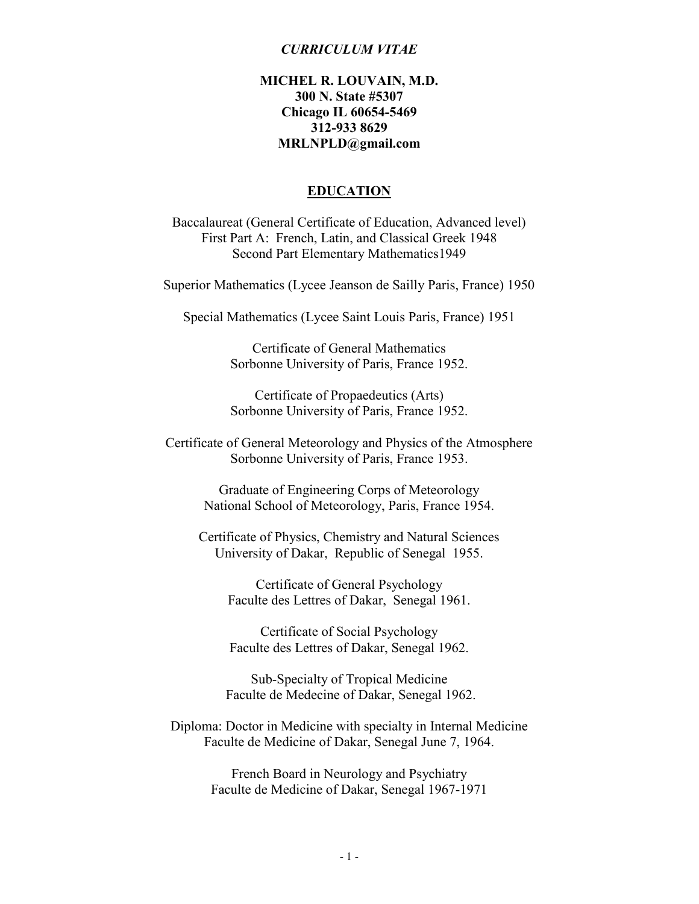*CURRICULUM VITAE*

**MICHEL R. LOUVAIN, M.D.**
**300 N. State #5307**
**Chicago IL 60654-5469**
**312-933 8629**
**MRLNPLD@gmail.com**

## EDUCATION

Baccalaureat (General Certificate of Education, Advanced level)
First Part A: French, Latin, and Classical Greek 1948
Second Part Elementary Mathematics1949

Superior Mathematics (Lycee Jeanson de Sailly Paris, France) 1950

Special Mathematics (Lycee Saint Louis Paris, France) 1951

Certificate of General Mathematics
Sorbonne University of Paris, France 1952.

Certificate of Propaedeutics (Arts)
Sorbonne University of Paris, France 1952.

Certificate of General Meteorology and Physics of the Atmosphere
Sorbonne University of Paris, France 1953.

Graduate of Engineering Corps of Meteorology
National School of Meteorology, Paris, France 1954.

Certificate of Physics, Chemistry and Natural Sciences
University of Dakar, Republic of Senegal 1955.

Certificate of General Psychology
Faculte des Lettres of Dakar, Senegal 1961.

Certificate of Social Psychology
Faculte des Lettres of Dakar, Senegal 1962.

Sub-Specialty of Tropical Medicine
Faculte de Medecine of Dakar, Senegal 1962.

Diploma: Doctor in Medicine with specialty in Internal Medicine
Faculte de Medicine of Dakar, Senegal June 7, 1964.

French Board in Neurology and Psychiatry
Faculte de Medicine of Dakar, Senegal 1967-1971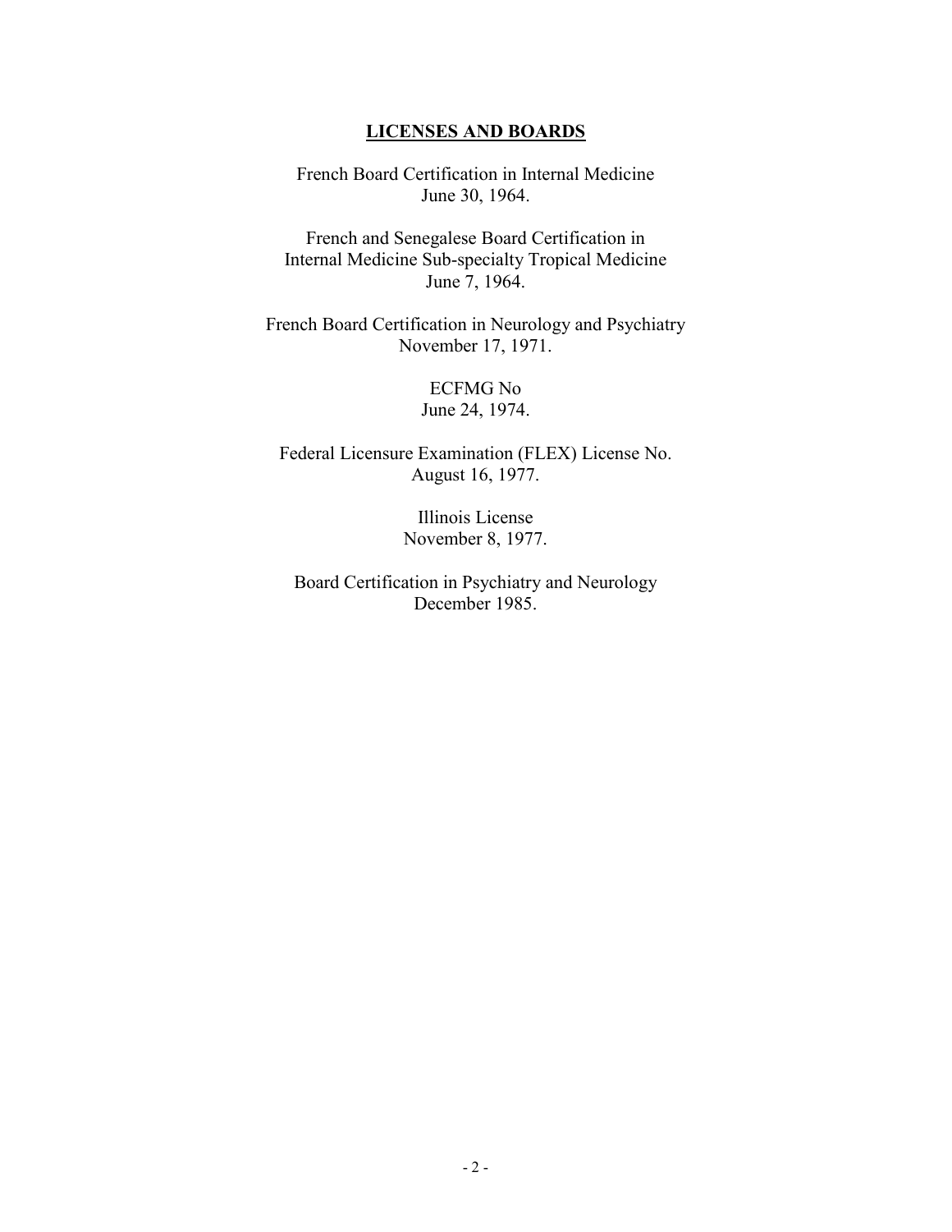## LICENSES AND BOARDS

French Board Certification in Internal Medicine
June 30, 1964.

French and Senegalese Board Certification in
Internal Medicine Sub-specialty Tropical Medicine
June 7, 1964.

French Board Certification in Neurology and Psychiatry
November 17, 1971.

ECFMG No
June 24, 1974.

Federal Licensure Examination (FLEX) License No.
August 16, 1977.

Illinois License
November 8, 1977.

Board Certification in Psychiatry and Neurology
December 1985.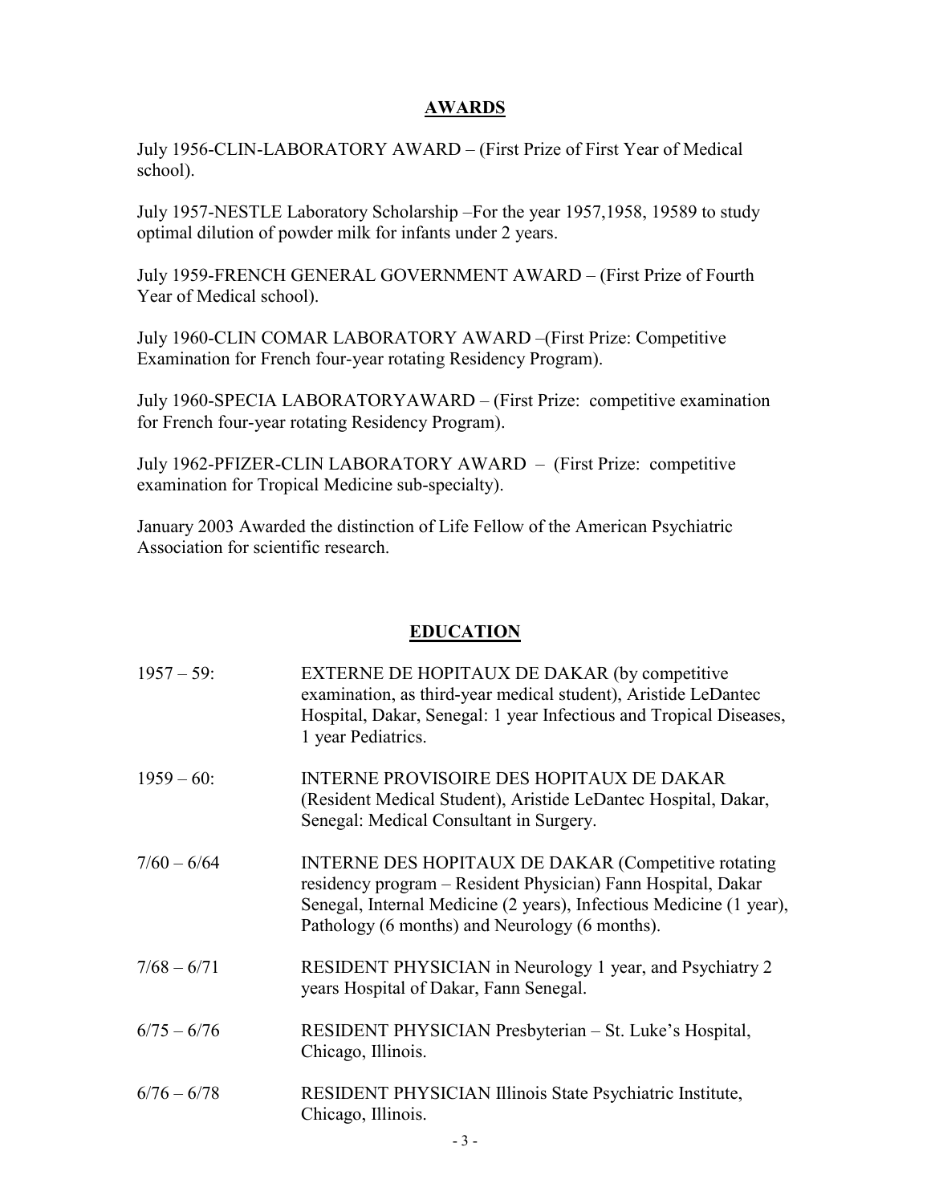## AWARDS

July 1956-CLIN-LABORATORY AWARD – (First Prize of First Year of Medical school).

July 1957-NESTLE Laboratory Scholarship –For the year 1957,1958, 19589 to study optimal dilution of powder milk for infants under 2 years.

July 1959-FRENCH GENERAL GOVERNMENT AWARD – (First Prize of Fourth Year of Medical school).

July 1960-CLIN COMAR LABORATORY AWARD –(First Prize: Competitive Examination for French four-year rotating Residency Program).

July 1960-SPECIA LABORATORYAWARD – (First Prize: competitive examination for French four-year rotating Residency Program).

July 1962-PFIZER-CLIN LABORATORY AWARD – (First Prize: competitive examination for Tropical Medicine sub-specialty).

January 2003 Awarded the distinction of Life Fellow of the American Psychiatric Association for scientific research.

## EDUCATION

| | |
|---|---|
| 1957 – 59: | EXTERNE DE HOPITAUX DE DAKAR (by competitive examination, as third-year medical student), Aristide LeDantec Hospital, Dakar, Senegal: 1 year Infectious and Tropical Diseases, 1 year Pediatrics. |
| 1959 – 60: | INTERNE PROVISOIRE DES HOPITAUX DE DAKAR (Resident Medical Student), Aristide LeDantec Hospital, Dakar, Senegal: Medical Consultant in Surgery. |
| 7/60 – 6/64 | INTERNE DES HOPITAUX DE DAKAR (Competitive rotating residency program – Resident Physician) Fann Hospital, Dakar Senegal, Internal Medicine (2 years), Infectious Medicine (1 year), Pathology (6 months) and Neurology (6 months). |
| 7/68 – 6/71 | RESIDENT PHYSICIAN in Neurology 1 year, and Psychiatry 2 years Hospital of Dakar, Fann Senegal. |
| 6/75 – 6/76 | RESIDENT PHYSICIAN Presbyterian – St. Luke's Hospital, Chicago, Illinois. |
| 6/76 – 6/78 | RESIDENT PHYSICIAN Illinois State Psychiatric Institute, Chicago, Illinois. |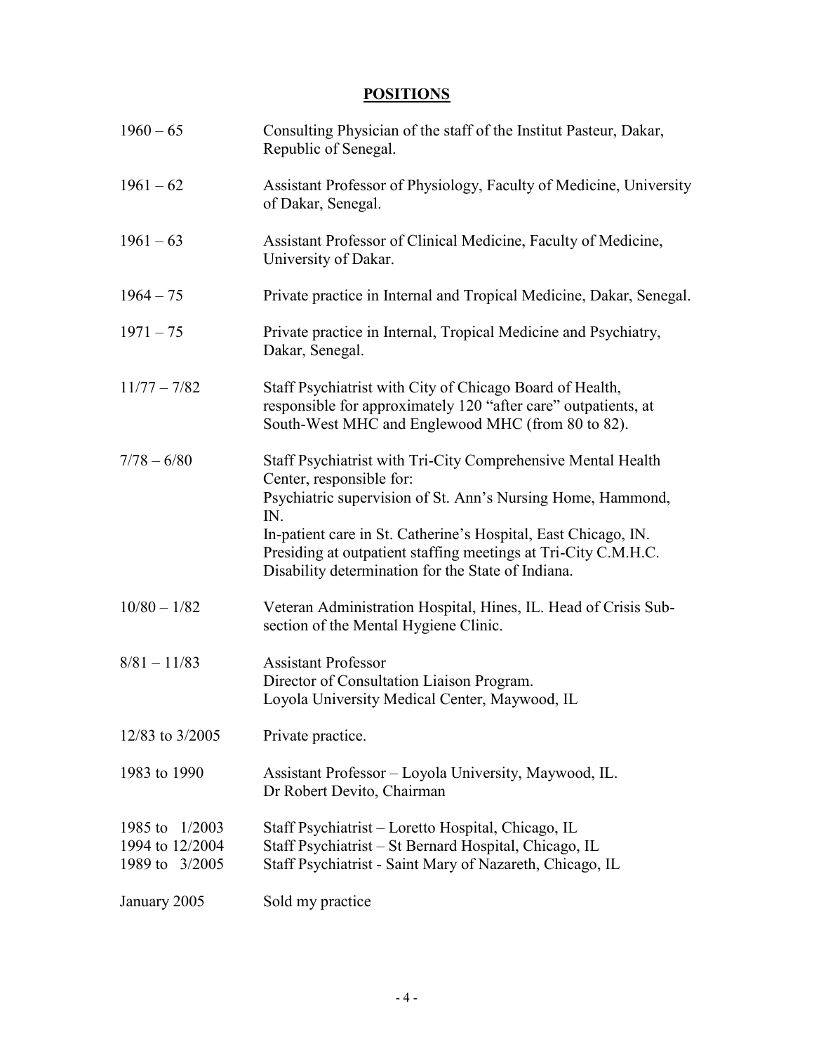## **POSITIONS**

| | |
|---|---|
| 1960 – 65 | Consulting Physician of the staff of the Institut Pasteur, Dakar, Republic of Senegal. |
| 1961 – 62 | Assistant Professor of Physiology, Faculty of Medicine, University of Dakar, Senegal. |
| 1961 – 63 | Assistant Professor of Clinical Medicine, Faculty of Medicine, University of Dakar. |
| 1964 – 75 | Private practice in Internal and Tropical Medicine, Dakar, Senegal. |
| 1971 – 75 | Private practice in Internal, Tropical Medicine and Psychiatry, Dakar, Senegal. |
| 11/77 – 7/82 | Staff Psychiatrist with City of Chicago Board of Health, responsible for approximately 120 "after care" outpatients, at South-West MHC and Englewood MHC (from 80 to 82). |
| 7/78 – 6/80 | Staff Psychiatrist with Tri-City Comprehensive Mental Health Center, responsible for:<br>Psychiatric supervision of St. Ann's Nursing Home, Hammond, IN.<br>In-patient care in St. Catherine's Hospital, East Chicago, IN.<br>Presiding at outpatient staffing meetings at Tri-City C.M.H.C.<br>Disability determination for the State of Indiana. |
| 10/80 – 1/82 | Veteran Administration Hospital, Hines, IL. Head of Crisis Sub-section of the Mental Hygiene Clinic. |
| 8/81 – 11/83 | Assistant Professor<br>Director of Consultation Liaison Program.<br>Loyola University Medical Center, Maywood, IL |
| 12/83 to 3/2005 | Private practice. |
| 1983 to 1990 | Assistant Professor – Loyola University, Maywood, IL.<br>Dr Robert Devito, Chairman |
| 1985 to 1/2003 | Staff Psychiatrist – Loretto Hospital, Chicago, IL |
| 1994 to 12/2004 | Staff Psychiatrist – St Bernard Hospital, Chicago, IL |
| 1989 to 3/2005 | Staff Psychiatrist - Saint Mary of Nazareth, Chicago, IL |
| January 2005 | Sold my practice |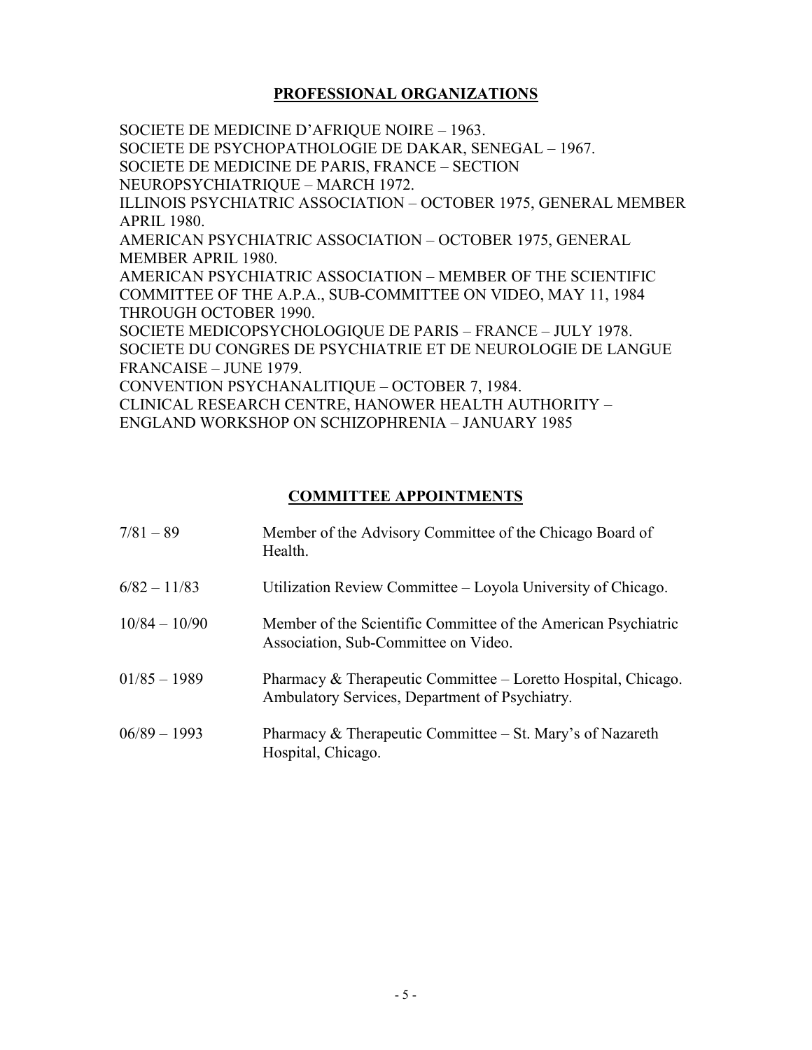## PROFESSIONAL ORGANIZATIONS

SOCIETE DE MEDICINE D'AFRIQUE NOIRE – 1963.
SOCIETE DE PSYCHOPATHOLOGIE DE DAKAR, SENEGAL – 1967.
SOCIETE DE MEDICINE DE PARIS, FRANCE – SECTION NEUROPSYCHIATRIQUE – MARCH 1972.
ILLINOIS PSYCHIATRIC ASSOCIATION – OCTOBER 1975, GENERAL MEMBER APRIL 1980.
AMERICAN PSYCHIATRIC ASSOCIATION – OCTOBER 1975, GENERAL MEMBER APRIL 1980.
AMERICAN PSYCHIATRIC ASSOCIATION – MEMBER OF THE SCIENTIFIC COMMITTEE OF THE A.P.A., SUB-COMMITTEE ON VIDEO, MAY 11, 1984 THROUGH OCTOBER 1990.
SOCIETE MEDICOPSYCHOLOGIQUE DE PARIS – FRANCE – JULY 1978.
SOCIETE DU CONGRES DE PSYCHIATRIE ET DE NEUROLOGIE DE LANGUE FRANCAISE – JUNE 1979.
CONVENTION PSYCHANALITIQUE – OCTOBER 7, 1984.
CLINICAL RESEARCH CENTRE, HANOWER HEALTH AUTHORITY – ENGLAND WORKSHOP ON SCHIZOPHRENIA – JANUARY 1985

## COMMITTEE APPOINTMENTS

| | |
|---|---|
| 7/81 – 89 | Member of the Advisory Committee of the Chicago Board of Health. |
| 6/82 – 11/83 | Utilization Review Committee – Loyola University of Chicago. |
| 10/84 – 10/90 | Member of the Scientific Committee of the American Psychiatric Association, Sub-Committee on Video. |
| 01/85 – 1989 | Pharmacy & Therapeutic Committee – Loretto Hospital, Chicago. Ambulatory Services, Department of Psychiatry. |
| 06/89 – 1993 | Pharmacy & Therapeutic Committee – St. Mary's of Nazareth Hospital, Chicago. |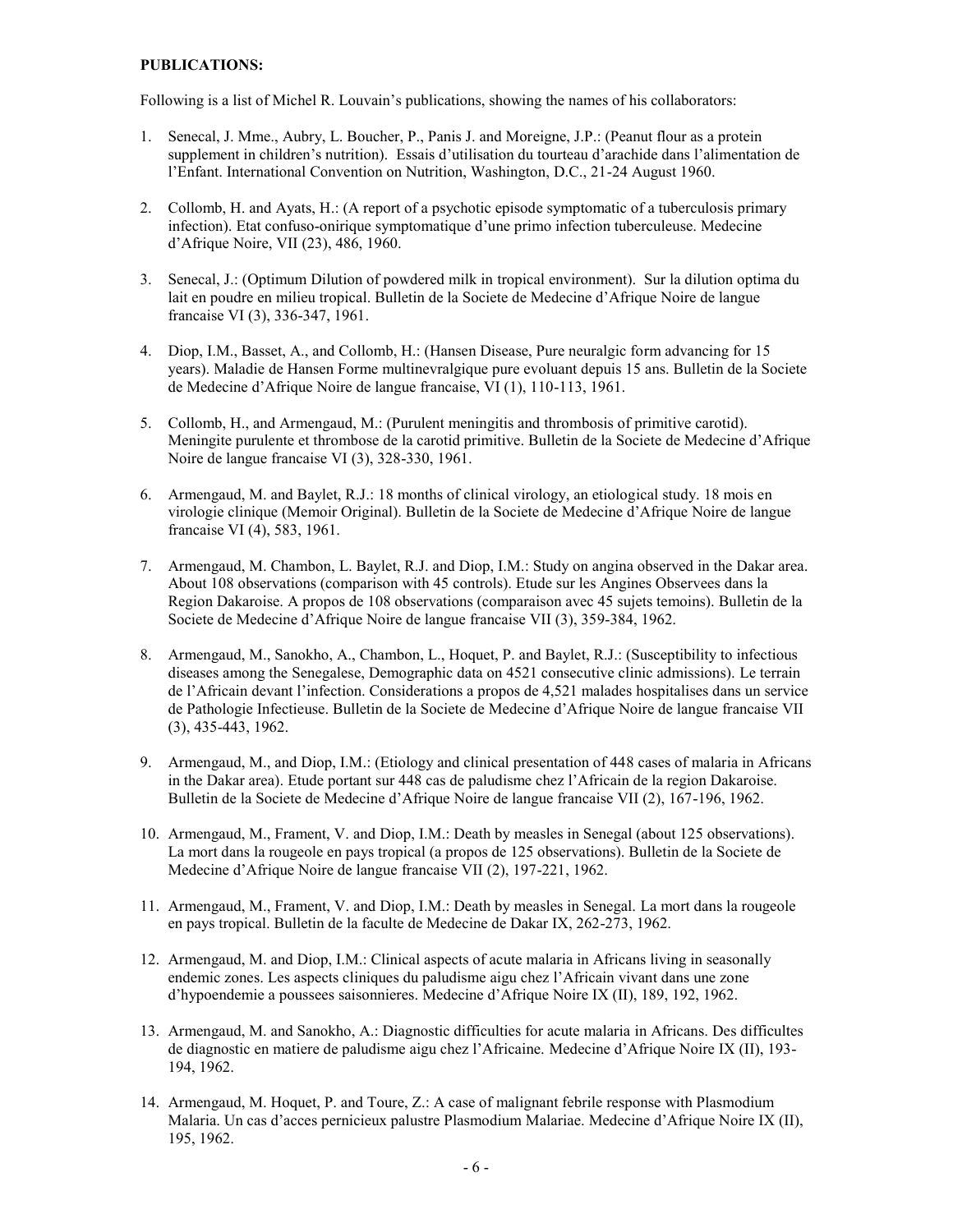**PUBLICATIONS:**

Following is a list of Michel R. Louvain's publications, showing the names of his collaborators:

1. Senecal, J. Mme., Aubry, L. Boucher, P., Panis J. and Moreigne, J.P.: (Peanut flour as a protein supplement in children's nutrition). Essais d'utilisation du tourteau d'arachide dans l'alimentation de l'Enfant. International Convention on Nutrition, Washington, D.C., 21-24 August 1960.

2. Collomb, H. and Ayats, H.: (A report of a psychotic episode symptomatic of a tuberculosis primary infection). Etat confuso-onirique symptomatique d'une primo infection tuberculeuse. Medecine d'Afrique Noire, VII (23), 486, 1960.

3. Senecal, J.: (Optimum Dilution of powdered milk in tropical environment). Sur la dilution optima du lait en poudre en milieu tropical. Bulletin de la Societe de Medecine d'Afrique Noire de langue francaise VI (3), 336-347, 1961.

4. Diop, I.M., Basset, A., and Collomb, H.: (Hansen Disease, Pure neuralgic form advancing for 15 years). Maladie de Hansen Forme multinevralgique pure evoluant depuis 15 ans. Bulletin de la Societe de Medecine d'Afrique Noire de langue francaise, VI (1), 110-113, 1961.

5. Collomb, H., and Armengaud, M.: (Purulent meningitis and thrombosis of primitive carotid). Meningite purulente et thrombose de la carotid primitive. Bulletin de la Societe de Medecine d'Afrique Noire de langue francaise VI (3), 328-330, 1961.

6. Armengaud, M. and Baylet, R.J.: 18 months of clinical virology, an etiological study. 18 mois en virologie clinique (Memoir Original). Bulletin de la Societe de Medecine d'Afrique Noire de langue francaise VI (4), 583, 1961.

7. Armengaud, M. Chambon, L. Baylet, R.J. and Diop, I.M.: Study on angina observed in the Dakar area. About 108 observations (comparison with 45 controls). Etude sur les Angines Observees dans la Region Dakaroise. A propos de 108 observations (comparaison avec 45 sujets temoins). Bulletin de la Societe de Medecine d'Afrique Noire de langue francaise VII (3), 359-384, 1962.

8. Armengaud, M., Sanokho, A., Chambon, L., Hoquet, P. and Baylet, R.J.: (Susceptibility to infectious diseases among the Senegalese, Demographic data on 4521 consecutive clinic admissions). Le terrain de l'Africain devant l'infection. Considerations a propos de 4,521 malades hospitalises dans un service de Pathologie Infectieuse. Bulletin de la Societe de Medecine d'Afrique Noire de langue francaise VII (3), 435-443, 1962.

9. Armengaud, M., and Diop, I.M.: (Etiology and clinical presentation of 448 cases of malaria in Africans in the Dakar area). Etude portant sur 448 cas de paludisme chez l'Africain de la region Dakaroise. Bulletin de la Societe de Medecine d'Afrique Noire de langue francaise VII (2), 167-196, 1962.

10. Armengaud, M., Frament, V. and Diop, I.M.: Death by measles in Senegal (about 125 observations). La mort dans la rougeole en pays tropical (a propos de 125 observations). Bulletin de la Societe de Medecine d'Afrique Noire de langue francaise VII (2), 197-221, 1962.

11. Armengaud, M., Frament, V. and Diop, I.M.: Death by measles in Senegal. La mort dans la rougeole en pays tropical. Bulletin de la faculte de Medecine de Dakar IX, 262-273, 1962.

12. Armengaud, M. and Diop, I.M.: Clinical aspects of acute malaria in Africans living in seasonally endemic zones. Les aspects cliniques du paludisme aigu chez l'Africain vivant dans une zone d'hypoendemie a poussees saisonnieres. Medecine d'Afrique Noire IX (II), 189, 192, 1962.

13. Armengaud, M. and Sanokho, A.: Diagnostic difficulties for acute malaria in Africans. Des difficultes de diagnostic en matiere de paludisme aigu chez l'Africaine. Medecine d'Afrique Noire IX (II), 193-194, 1962.

14. Armengaud, M. Hoquet, P. and Toure, Z.: A case of malignant febrile response with Plasmodium Malaria. Un cas d'acces pernicieux palustre Plasmodium Malariae. Medecine d'Afrique Noire IX (II), 195, 1962.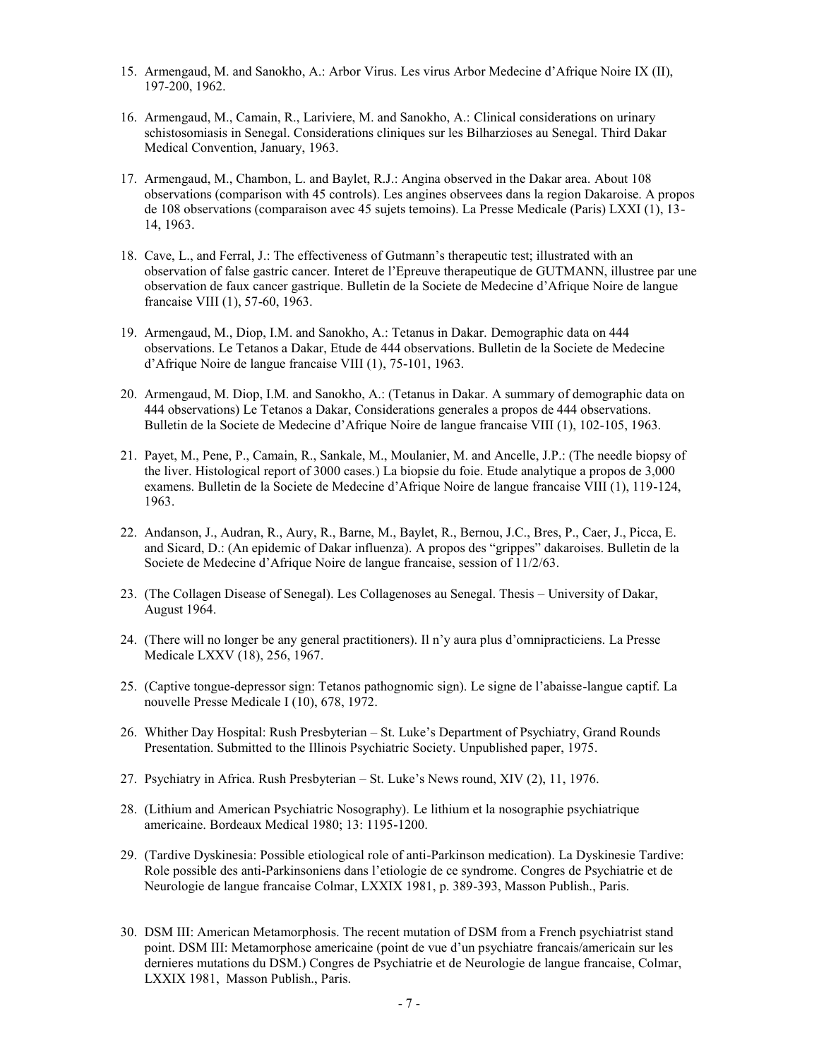15. Armengaud, M. and Sanokho, A.: Arbor Virus. Les virus Arbor Medecine d'Afrique Noire IX (II), 197-200, 1962.

16. Armengaud, M., Camain, R., Lariviere, M. and Sanokho, A.: Clinical considerations on urinary schistosomiasis in Senegal. Considerations cliniques sur les Bilharzioses au Senegal. Third Dakar Medical Convention, January, 1963.

17. Armengaud, M., Chambon, L. and Baylet, R.J.: Angina observed in the Dakar area. About 108 observations (comparison with 45 controls). Les angines observees dans la region Dakaroise. A propos de 108 observations (comparaison avec 45 sujets temoins). La Presse Medicale (Paris) LXXI (1), 13-14, 1963.

18. Cave, L., and Ferral, J.: The effectiveness of Gutmann's therapeutic test; illustrated with an observation of false gastric cancer. Interet de l'Epreuve therapeutique de GUTMANN, illustree par une observation de faux cancer gastrique. Bulletin de la Societe de Medecine d'Afrique Noire de langue francaise VIII (1), 57-60, 1963.

19. Armengaud, M., Diop, I.M. and Sanokho, A.: Tetanus in Dakar. Demographic data on 444 observations. Le Tetanos a Dakar, Etude de 444 observations. Bulletin de la Societe de Medecine d'Afrique Noire de langue francaise VIII (1), 75-101, 1963.

20. Armengaud, M. Diop, I.M. and Sanokho, A.: (Tetanus in Dakar. A summary of demographic data on 444 observations) Le Tetanos a Dakar, Considerations generales a propos de 444 observations. Bulletin de la Societe de Medecine d'Afrique Noire de langue francaise VIII (1), 102-105, 1963.

21. Payet, M., Pene, P., Camain, R., Sankale, M., Moulanier, M. and Ancelle, J.P.: (The needle biopsy of the liver. Histological report of 3000 cases.) La biopsie du foie. Etude analytique a propos de 3,000 examens. Bulletin de la Societe de Medecine d'Afrique Noire de langue francaise VIII (1), 119-124, 1963.

22. Andanson, J., Audran, R., Aury, R., Barne, M., Baylet, R., Bernou, J.C., Bres, P., Caer, J., Picca, E. and Sicard, D.: (An epidemic of Dakar influenza). A propos des "grippes" dakaroises. Bulletin de la Societe de Medecine d'Afrique Noire de langue francaise, session of 11/2/63.

23. (The Collagen Disease of Senegal). Les Collagenoses au Senegal. Thesis – University of Dakar, August 1964.

24. (There will no longer be any general practitioners). Il n'y aura plus d'omnipracticiens. La Presse Medicale LXXV (18), 256, 1967.

25. (Captive tongue-depressor sign: Tetanos pathognomic sign). Le signe de l'abaisse-langue captif. La nouvelle Presse Medicale I (10), 678, 1972.

26. Whither Day Hospital: Rush Presbyterian – St. Luke's Department of Psychiatry, Grand Rounds Presentation. Submitted to the Illinois Psychiatric Society. Unpublished paper, 1975.

27. Psychiatry in Africa. Rush Presbyterian – St. Luke's News round, XIV (2), 11, 1976.

28. (Lithium and American Psychiatric Nosography). Le lithium et la nosographie psychiatrique americaine. Bordeaux Medical 1980; 13: 1195-1200.

29. (Tardive Dyskinesia: Possible etiological role of anti-Parkinson medication). La Dyskinesie Tardive: Role possible des anti-Parkinsoniens dans l'etiologie de ce syndrome. Congres de Psychiatrie et de Neurologie de langue francaise Colmar, LXXIX 1981, p. 389-393, Masson Publish., Paris.

30. DSM III: American Metamorphosis. The recent mutation of DSM from a French psychiatrist stand point. DSM III: Metamorphose americaine (point de vue d'un psychiatre francais/americain sur les dernieres mutations du DSM.) Congres de Psychiatrie et de Neurologie de langue francaise, Colmar, LXXIX 1981, Masson Publish., Paris.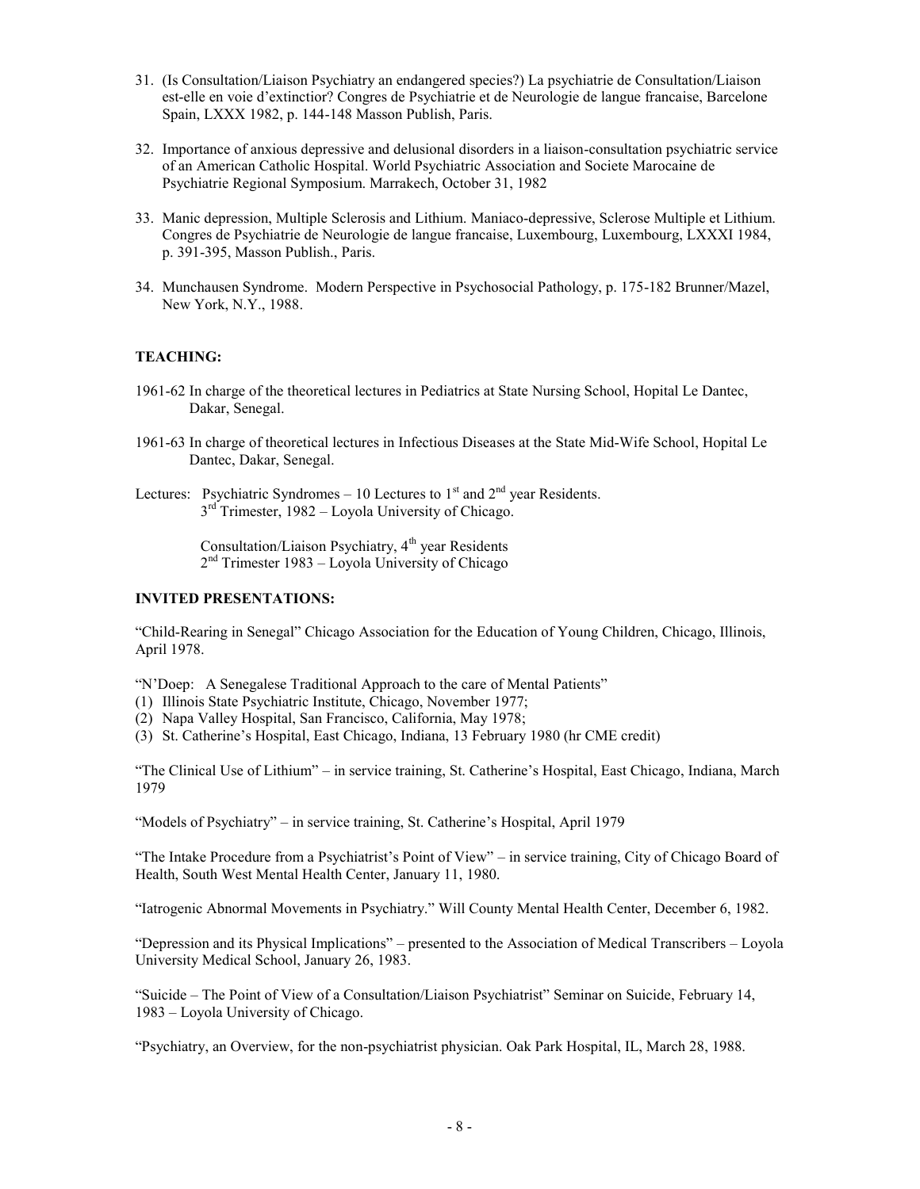31. (Is Consultation/Liaison Psychiatry an endangered species?) La psychiatrie de Consultation/Liaison est-elle en voie d'extinctior? Congres de Psychiatrie et de Neurologie de langue francaise, Barcelone Spain, LXXX 1982, p. 144-148 Masson Publish, Paris.

32. Importance of anxious depressive and delusional disorders in a liaison-consultation psychiatric service of an American Catholic Hospital. World Psychiatric Association and Societe Marocaine de Psychiatrie Regional Symposium. Marrakech, October 31, 1982

33. Manic depression, Multiple Sclerosis and Lithium. Maniaco-depressive, Sclerose Multiple et Lithium. Congres de Psychiatrie de Neurologie de langue francaise, Luxembourg, Luxembourg, LXXXI 1984, p. 391-395, Masson Publish., Paris.

34. Munchausen Syndrome. Modern Perspective in Psychosocial Pathology, p. 175-182 Brunner/Mazel, New York, N.Y., 1988.

## TEACHING:

1961-62 In charge of the theoretical lectures in Pediatrics at State Nursing School, Hopital Le Dantec, Dakar, Senegal.

1961-63 In charge of theoretical lectures in Infectious Diseases at the State Mid-Wife School, Hopital Le Dantec, Dakar, Senegal.

Lectures: Psychiatric Syndromes – 10 Lectures to 1st and 2nd year Residents. 3rd Trimester, 1982 – Loyola University of Chicago.

Consultation/Liaison Psychiatry, 4th year Residents 2nd Trimester 1983 – Loyola University of Chicago

## INVITED PRESENTATIONS:

"Child-Rearing in Senegal" Chicago Association for the Education of Young Children, Chicago, Illinois, April 1978.

"N'Doep: A Senegalese Traditional Approach to the care of Mental Patients"
(1) Illinois State Psychiatric Institute, Chicago, November 1977;
(2) Napa Valley Hospital, San Francisco, California, May 1978;
(3) St. Catherine's Hospital, East Chicago, Indiana, 13 February 1980 (hr CME credit)

"The Clinical Use of Lithium" – in service training, St. Catherine's Hospital, East Chicago, Indiana, March 1979

"Models of Psychiatry" – in service training, St. Catherine's Hospital, April 1979

"The Intake Procedure from a Psychiatrist's Point of View" – in service training, City of Chicago Board of Health, South West Mental Health Center, January 11, 1980.

"Iatrogenic Abnormal Movements in Psychiatry." Will County Mental Health Center, December 6, 1982.

"Depression and its Physical Implications" – presented to the Association of Medical Transcribers – Loyola University Medical School, January 26, 1983.

"Suicide – The Point of View of a Consultation/Liaison Psychiatrist" Seminar on Suicide, February 14, 1983 – Loyola University of Chicago.

"Psychiatry, an Overview, for the non-psychiatrist physician. Oak Park Hospital, IL, March 28, 1988.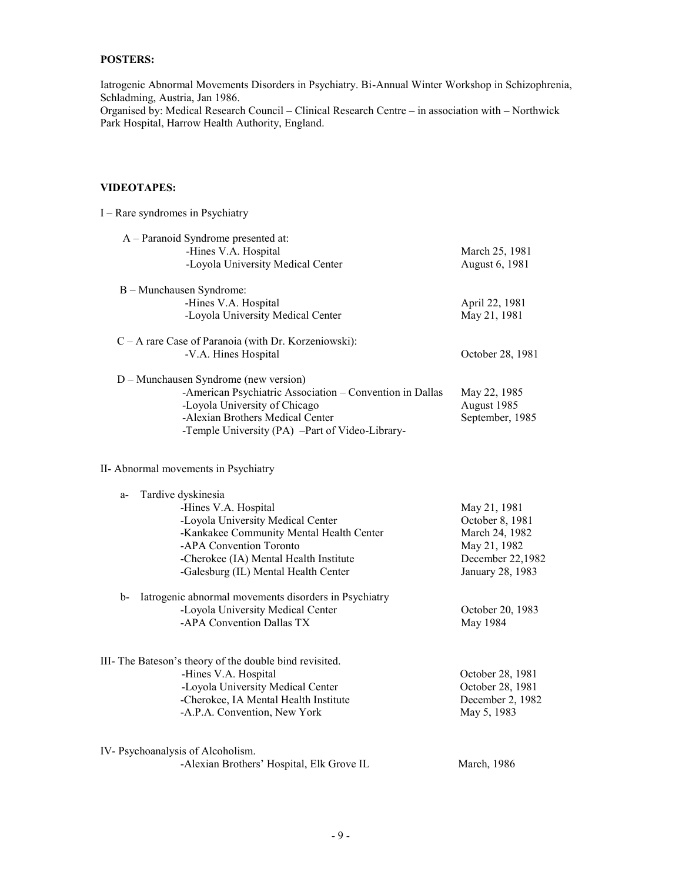**POSTERS:**

Iatrogenic Abnormal Movements Disorders in Psychiatry. Bi-Annual Winter Workshop in Schizophrenia, Schladming, Austria, Jan 1986.
Organised by: Medical Research Council – Clinical Research Centre – in association with – Northwick Park Hospital, Harrow Health Authority, England.

**VIDEOTAPES:**

I – Rare syndromes in Psychiatry

A – Paranoid Syndrome presented at:

| | |
|---|---|
| -Hines V.A. Hospital | March 25, 1981 |
| -Loyola University Medical Center | August 6, 1981 |

B – Munchausen Syndrome:

| | |
|---|---|
| -Hines V.A. Hospital | April 22, 1981 |
| -Loyola University Medical Center | May 21, 1981 |

C – A rare Case of Paranoia (with Dr. Korzeniowski):

| | |
|---|---|
| -V.A. Hines Hospital | October 28, 1981 |

D – Munchausen Syndrome (new version)

| | |
|---|---|
| -American Psychiatric Association – Convention in Dallas | May 22, 1985 |
| -Loyola University of Chicago | August 1985 |
| -Alexian Brothers Medical Center | September, 1985 |
| -Temple University (PA) –Part of Video-Library- | |

II- Abnormal movements in Psychiatry

a- Tardive dyskinesia

| | |
|---|---|
| -Hines V.A. Hospital | May 21, 1981 |
| -Loyola University Medical Center | October 8, 1981 |
| -Kankakee Community Mental Health Center | March 24, 1982 |
| -APA Convention Toronto | May 21, 1982 |
| -Cherokee (IA) Mental Health Institute | December 22,1982 |
| -Galesburg (IL) Mental Health Center | January 28, 1983 |

b- Iatrogenic abnormal movements disorders in Psychiatry

| | |
|---|---|
| -Loyola University Medical Center | October 20, 1983 |
| -APA Convention Dallas TX | May 1984 |

III- The Bateson's theory of the double bind revisited.

| | |
|---|---|
| -Hines V.A. Hospital | October 28, 1981 |
| -Loyola University Medical Center | October 28, 1981 |
| -Cherokee, IA Mental Health Institute | December 2, 1982 |
| -A.P.A. Convention, New York | May 5, 1983 |

IV- Psychoanalysis of Alcoholism.

| | |
|---|---|
| -Alexian Brothers' Hospital, Elk Grove IL | March, 1986 |